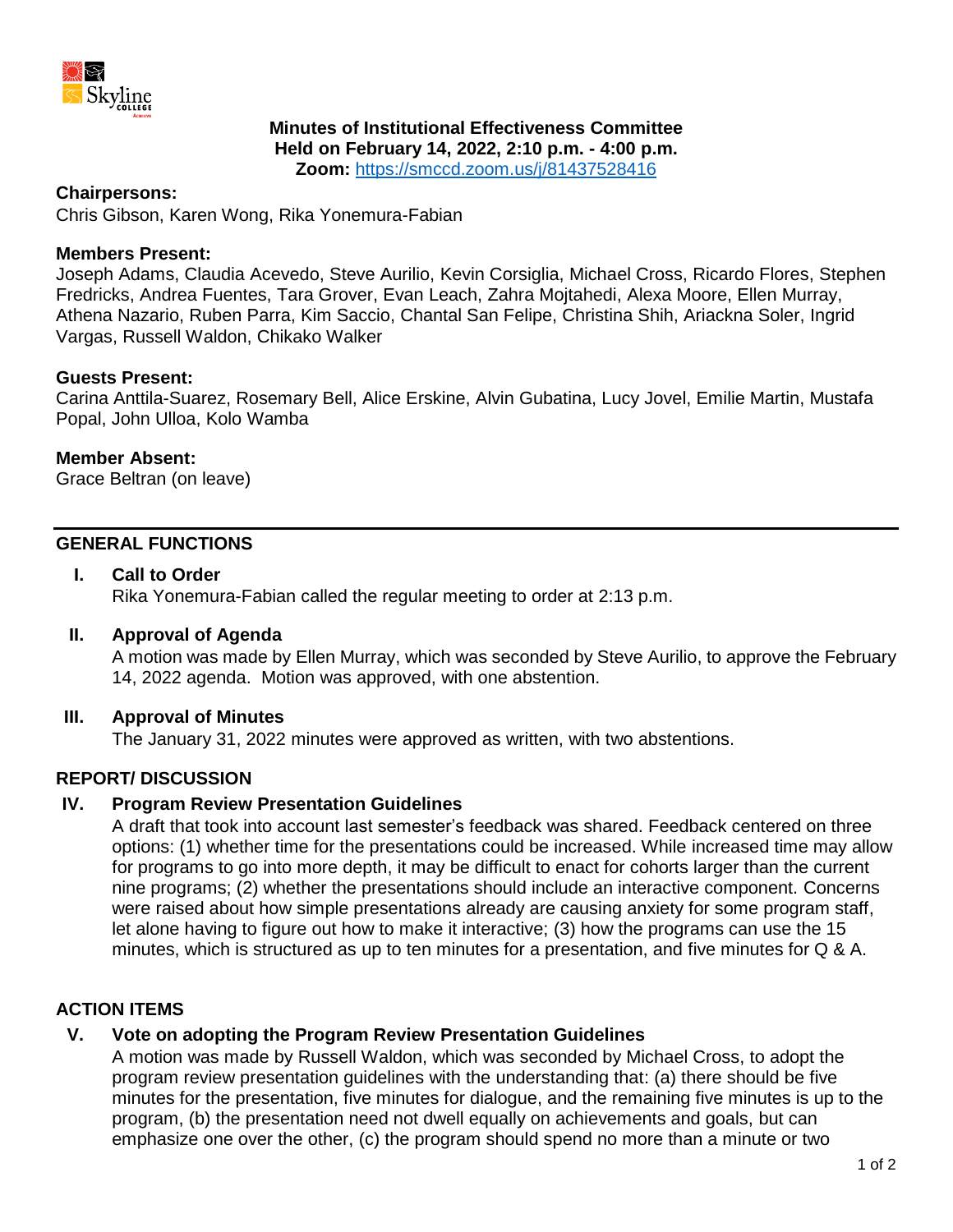**Minutes of Institutional Effectiveness Committee**
**Held on February 14, 2022, 2:10 p.m. - 4:00 p.m.**
**Zoom:** https://smccd.zoom.us/j/81437528416

**Chairpersons:**
Chris Gibson, Karen Wong, Rika Yonemura-Fabian

**Members Present:**
Joseph Adams, Claudia Acevedo, Steve Aurilio, Kevin Corsiglia, Michael Cross, Ricardo Flores, Stephen Fredricks, Andrea Fuentes, Tara Grover, Evan Leach, Zahra Mojtahedi, Alexa Moore, Ellen Murray, Athena Nazario, Ruben Parra, Kim Saccio, Chantal San Felipe, Christina Shih, Ariackna Soler, Ingrid Vargas, Russell Waldon, Chikako Walker

**Guests Present:**
Carina Anttila-Suarez, Rosemary Bell, Alice Erskine, Alvin Gubatina, Lucy Jovel, Emilie Martin, Mustafa Popal, John Ulloa, Kolo Wamba

**Member Absent:**
Grace Beltran (on leave)

---

## GENERAL FUNCTIONS

### I. Call to Order

Rika Yonemura-Fabian called the regular meeting to order at 2:13 p.m.

### II. Approval of Agenda

A motion was made by Ellen Murray, which was seconded by Steve Aurilio, to approve the February 14, 2022 agenda. Motion was approved, with one abstention.

### III. Approval of Minutes

The January 31, 2022 minutes were approved as written, with two abstentions.

## REPORT/ DISCUSSION

### IV. Program Review Presentation Guidelines

A draft that took into account last semester's feedback was shared. Feedback centered on three options: (1) whether time for the presentations could be increased. While increased time may allow for programs to go into more depth, it may be difficult to enact for cohorts larger than the current nine programs; (2) whether the presentations should include an interactive component. Concerns were raised about how simple presentations already are causing anxiety for some program staff, let alone having to figure out how to make it interactive; (3) how the programs can use the 15 minutes, which is structured as up to ten minutes for a presentation, and five minutes for Q & A.

## ACTION ITEMS

### V. Vote on adopting the Program Review Presentation Guidelines

A motion was made by Russell Waldon, which was seconded by Michael Cross, to adopt the program review presentation guidelines with the understanding that: (a) there should be five minutes for the presentation, five minutes for dialogue, and the remaining five minutes is up to the program, (b) the presentation need not dwell equally on achievements and goals, but can emphasize one over the other, (c) the program should spend no more than a minute or two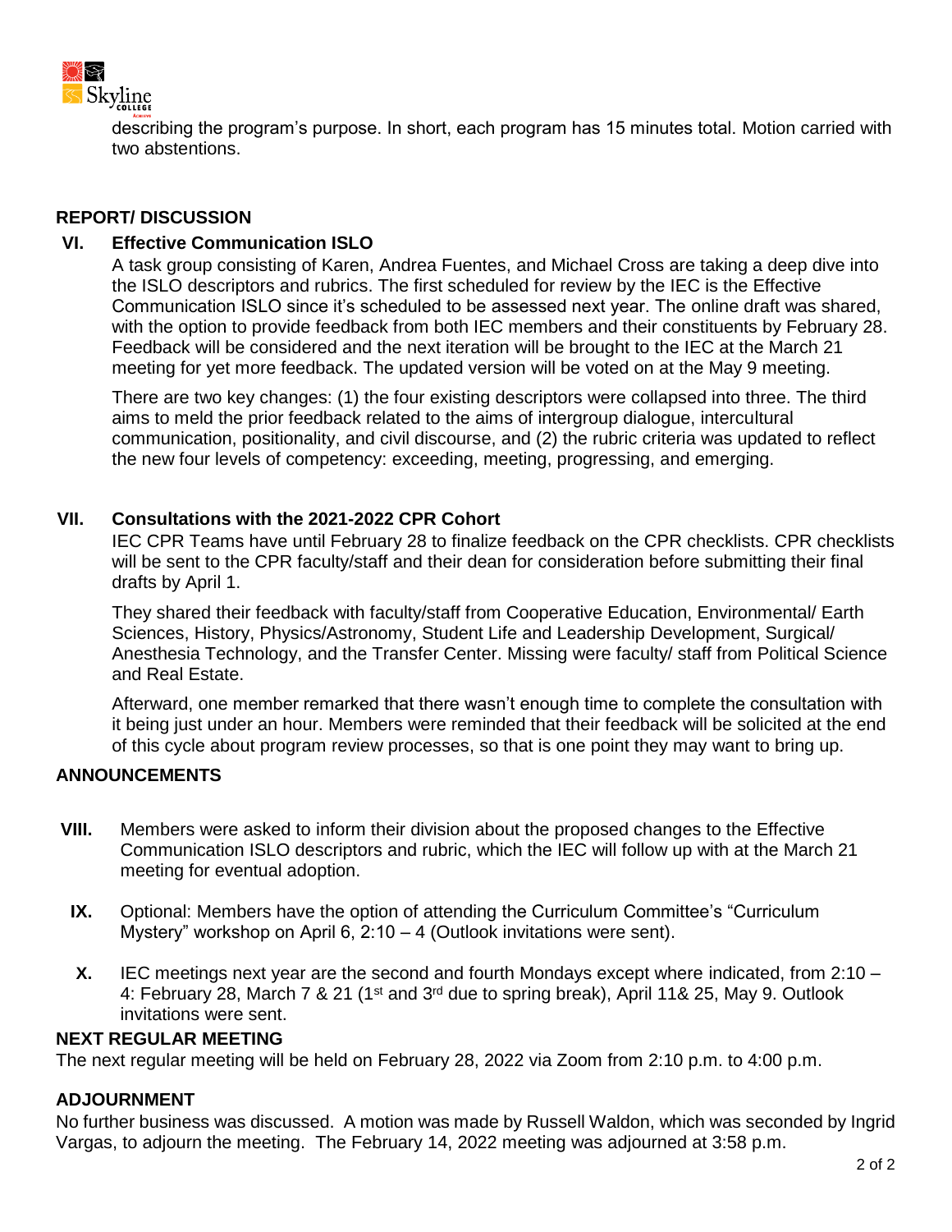describing the program's purpose. In short, each program has 15 minutes total. Motion carried with two abstentions.

## REPORT/ DISCUSSION

### VI. Effective Communication ISLO

A task group consisting of Karen, Andrea Fuentes, and Michael Cross are taking a deep dive into the ISLO descriptors and rubrics. The first scheduled for review by the IEC is the Effective Communication ISLO since it's scheduled to be assessed next year. The online draft was shared, with the option to provide feedback from both IEC members and their constituents by February 28. Feedback will be considered and the next iteration will be brought to the IEC at the March 21 meeting for yet more feedback. The updated version will be voted on at the May 9 meeting.

There are two key changes: (1) the four existing descriptors were collapsed into three. The third aims to meld the prior feedback related to the aims of intergroup dialogue, intercultural communication, positionality, and civil discourse, and (2) the rubric criteria was updated to reflect the new four levels of competency: exceeding, meeting, progressing, and emerging.

### VII. Consultations with the 2021-2022 CPR Cohort

IEC CPR Teams have until February 28 to finalize feedback on the CPR checklists. CPR checklists will be sent to the CPR faculty/staff and their dean for consideration before submitting their final drafts by April 1.

They shared their feedback with faculty/staff from Cooperative Education, Environmental/ Earth Sciences, History, Physics/Astronomy, Student Life and Leadership Development, Surgical/ Anesthesia Technology, and the Transfer Center. Missing were faculty/ staff from Political Science and Real Estate.

Afterward, one member remarked that there wasn't enough time to complete the consultation with it being just under an hour. Members were reminded that their feedback will be solicited at the end of this cycle about program review processes, so that is one point they may want to bring up.

## ANNOUNCEMENTS

**VIII.** Members were asked to inform their division about the proposed changes to the Effective Communication ISLO descriptors and rubric, which the IEC will follow up with at the March 21 meeting for eventual adoption.

**IX.** Optional: Members have the option of attending the Curriculum Committee's "Curriculum Mystery" workshop on April 6, 2:10 – 4 (Outlook invitations were sent).

**X.** IEC meetings next year are the second and fourth Mondays except where indicated, from 2:10 – 4: February 28, March 7 & 21 (1st and 3rd due to spring break), April 11& 25, May 9. Outlook invitations were sent.

## NEXT REGULAR MEETING

The next regular meeting will be held on February 28, 2022 via Zoom from 2:10 p.m. to 4:00 p.m.

## ADJOURNMENT

No further business was discussed. A motion was made by Russell Waldon, which was seconded by Ingrid Vargas, to adjourn the meeting. The February 14, 2022 meeting was adjourned at 3:58 p.m.